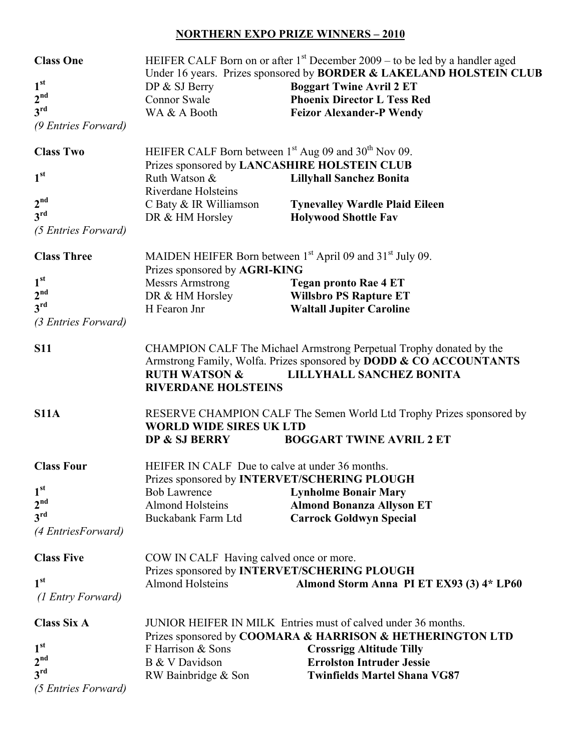# NORTHERN EXPO PRIZE WINNERS – 2010

**Class One** — HEIFER CALF Born on or after 1st December 2009 – to be led by a handler aged Under 16 years. Prizes sponsored by **BORDER & LAKELAND HOLSTEIN CLUB**

| | | |
|---|---|---|
| 1st | DP & SJ Berry | **Boggart Twine Avril 2 ET** |
| 2nd | Connor Swale | **Phoenix Director L Tess Red** |
| 3rd | WA & A Booth | **Feizor Alexander-P Wendy** |

*(9 Entries Forward)*

**Class Two** — HEIFER CALF Born between 1st Aug 09 and 30th Nov 09. Prizes sponsored by **LANCASHIRE HOLSTEIN CLUB**

| | | |
|---|---|---|
| 1st | Ruth Watson & Riverdane Holsteins | **Lillyhall Sanchez Bonita** |
| 2nd | C Baty & IR Williamson | **Tynevalley Wardle Plaid Eileen** |
| 3rd | DR & HM Horsley | **Holywood Shottle Fav** |

*(5 Entries Forward)*

**Class Three** — MAIDEN HEIFER Born between 1st April 09 and 31st July 09. Prizes sponsored by **AGRI-KING**

| | | |
|---|---|---|
| 1st | Messrs Armstrong | **Tegan pronto Rae 4 ET** |
| 2nd | DR & HM Horsley | **Willsbro PS Rapture ET** |
| 3rd | H Fearon Jnr | **Waltall Jupiter Caroline** |

*(3 Entries Forward)*

**S11** — CHAMPION CALF The Michael Armstrong Perpetual Trophy donated by the Armstrong Family, Wolfa. Prizes sponsored by **DODD & CO ACCOUNTANTS**

**RUTH WATSON & RIVERDANE HOLSTEINS** — **LILLYHALL SANCHEZ BONITA**

**S11A** — RESERVE CHAMPION CALF The Semen World Ltd Trophy Prizes sponsored by **WORLD WIDE SIRES UK LTD**

**DP & SJ BERRY** — **BOGGART TWINE AVRIL 2 ET**

**Class Four** — HEIFER IN CALF Due to calve at under 36 months. Prizes sponsored by **INTERVET/SCHERING PLOUGH**

| | | |
|---|---|---|
| 1st | Bob Lawrence | **Lynholme Bonair Mary** |
| 2nd | Almond Holsteins | **Almond Bonanza Allyson ET** |
| 3rd | Buckabank Farm Ltd | **Carrock Goldwyn Special** |

*(4 EntriesForward)*

**Class Five** — COW IN CALF Having calved once or more. Prizes sponsored by **INTERVET/SCHERING PLOUGH**

| | | |
|---|---|---|
| 1st | Almond Holsteins | **Almond Storm Anna PI ET EX93 (3) 4* LP60** |

*(1 Entry Forward)*

**Class Six A** — JUNIOR HEIFER IN MILK Entries must of calved under 36 months. Prizes sponsored by **COOMARA & HARRISON & HETHERINGTON LTD**

| | | |
|---|---|---|
| 1st | F Harrison & Sons | **Crossrigg Altitude Tilly** |
| 2nd | B & V Davidson | **Errolston Intruder Jessie** |
| 3rd | RW Bainbridge & Son | **Twinfields Martel Shana VG87** |

*(5 Entries Forward)*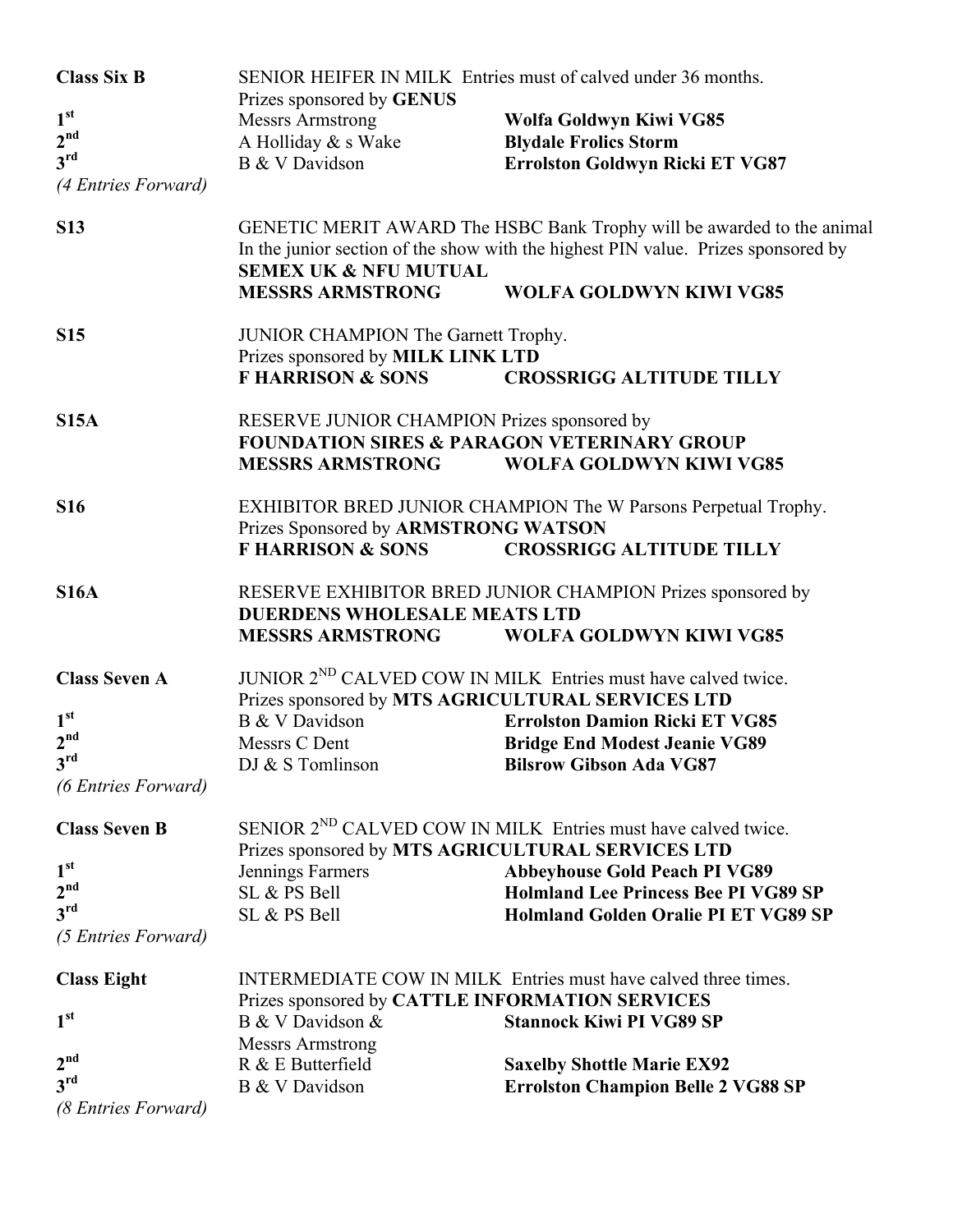**Class Six B** SENIOR HEIFER IN MILK Entries must of calved under 36 months.
Prizes sponsored by **GENUS**

| | | |
|---|---|---|
| 1st | Messrs Armstrong | **Wolfa Goldwyn Kiwi VG85** |
| 2nd | A Holliday & s Wake | **Blydale Frolics Storm** |
| 3rd | B & V Davidson | **Errolston Goldwyn Ricki ET VG87** |

*(4 Entries Forward)*

**S13** GENETIC MERIT AWARD The HSBC Bank Trophy will be awarded to the animal In the junior section of the show with the highest PIN value. Prizes sponsored by **SEMEX UK & NFU MUTUAL**
**MESSRS ARMSTRONG** **WOLFA GOLDWYN KIWI VG85**

**S15** JUNIOR CHAMPION The Garnett Trophy.
Prizes sponsored by **MILK LINK LTD**
**F HARRISON & SONS** **CROSSRIGG ALTITUDE TILLY**

**S15A** RESERVE JUNIOR CHAMPION Prizes sponsored by
**FOUNDATION SIRES & PARAGON VETERINARY GROUP**
**MESSRS ARMSTRONG** **WOLFA GOLDWYN KIWI VG85**

**S16** EXHIBITOR BRED JUNIOR CHAMPION The W Parsons Perpetual Trophy.
Prizes Sponsored by **ARMSTRONG WATSON**
**F HARRISON & SONS** **CROSSRIGG ALTITUDE TILLY**

**S16A** RESERVE EXHIBITOR BRED JUNIOR CHAMPION Prizes sponsored by
**DUERDENS WHOLESALE MEATS LTD**
**MESSRS ARMSTRONG** **WOLFA GOLDWYN KIWI VG85**

**Class Seven A** JUNIOR 2ND CALVED COW IN MILK Entries must have calved twice.
Prizes sponsored by **MTS AGRICULTURAL SERVICES LTD**

| | | |
|---|---|---|
| 1st | B & V Davidson | **Errolston Damion Ricki ET VG85** |
| 2nd | Messrs C Dent | **Bridge End Modest Jeanie VG89** |
| 3rd | DJ & S Tomlinson | **Bilsrow Gibson Ada VG87** |

*(6 Entries Forward)*

**Class Seven B** SENIOR 2ND CALVED COW IN MILK Entries must have calved twice.
Prizes sponsored by **MTS AGRICULTURAL SERVICES LTD**

| | | |
|---|---|---|
| 1st | Jennings Farmers | **Abbeyhouse Gold Peach PI VG89** |
| 2nd | SL & PS Bell | **Holmland Lee Princess Bee PI VG89 SP** |
| 3rd | SL & PS Bell | **Holmland Golden Oralie PI ET VG89 SP** |

*(5 Entries Forward)*

**Class Eight** INTERMEDIATE COW IN MILK Entries must have calved three times.
Prizes sponsored by **CATTLE INFORMATION SERVICES**

| | | |
|---|---|---|
| 1st | B & V Davidson & Messrs Armstrong | **Stannock Kiwi PI VG89 SP** |
| 2nd | R & E Butterfield | **Saxelby Shottle Marie EX92** |
| 3rd | B & V Davidson | **Errolston Champion Belle 2 VG88 SP** |

*(8 Entries Forward)*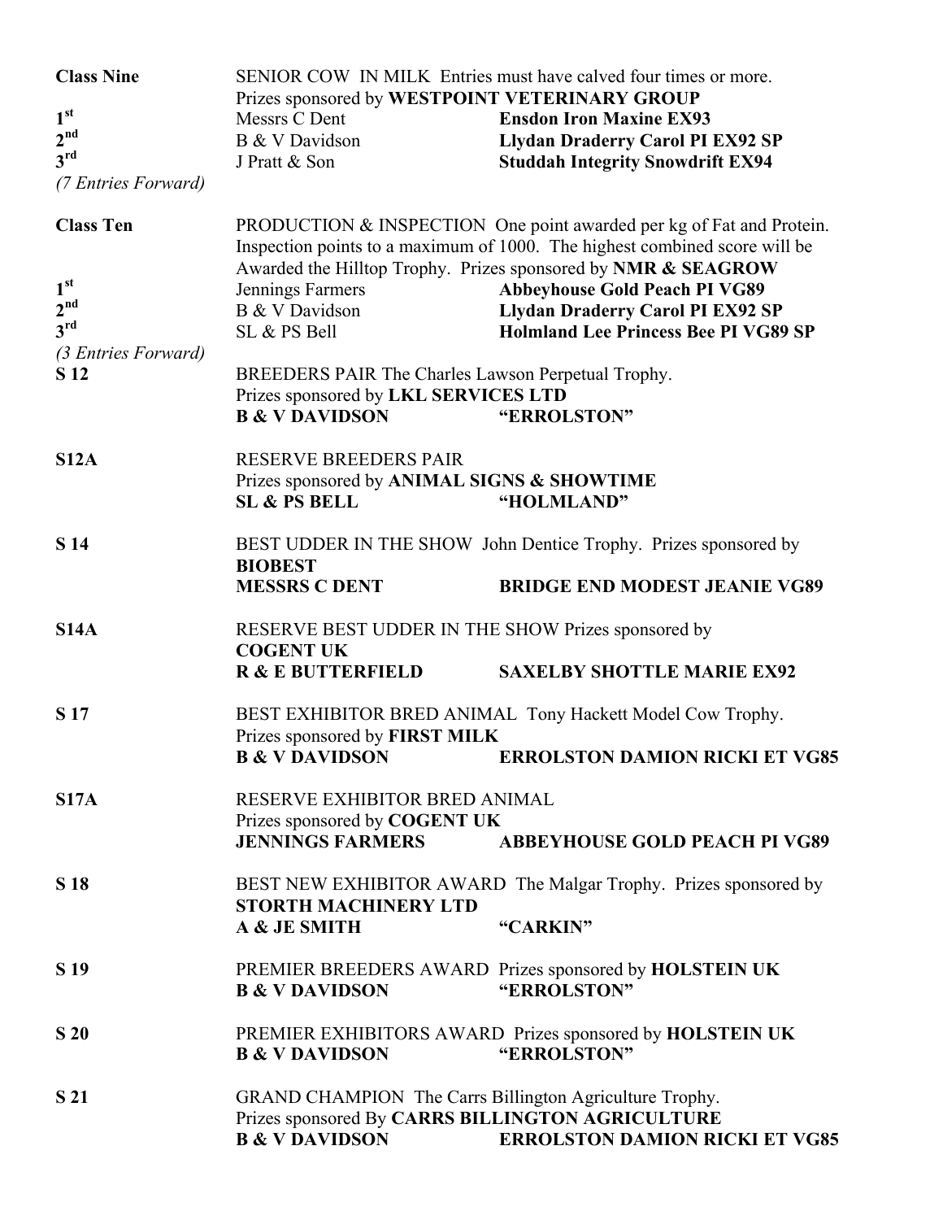**Class Nine** SENIOR COW IN MILK Entries must have calved four times or more.
Prizes sponsored by **WESTPOINT VETERINARY GROUP**

| | | |
|---|---|---|
| 1st | Messrs C Dent | **Ensdon Iron Maxine EX93** |
| 2nd | B & V Davidson | **Llydan Draderry Carol PI EX92 SP** |
| 3rd | J Pratt & Son | **Studdah Integrity Snowdrift EX94** |

*(7 Entries Forward)*

**Class Ten** PRODUCTION & INSPECTION One point awarded per kg of Fat and Protein. Inspection points to a maximum of 1000. The highest combined score will be Awarded the Hilltop Trophy. Prizes sponsored by **NMR & SEAGROW**

| | | |
|---|---|---|
| 1st | Jennings Farmers | **Abbeyhouse Gold Peach PI VG89** |
| 2nd | B & V Davidson | **Llydan Draderry Carol PI EX92 SP** |
| 3rd | SL & PS Bell | **Holmland Lee Princess Bee PI VG89 SP** |

*(3 Entries Forward)*

**S 12** BREEDERS PAIR The Charles Lawson Perpetual Trophy.
Prizes sponsored by **LKL SERVICES LTD**
**B & V DAVIDSON** **"ERROLSTON"**

**S12A** RESERVE BREEDERS PAIR
Prizes sponsored by **ANIMAL SIGNS & SHOWTIME**
**SL & PS BELL** **"HOLMLAND"**

**S 14** BEST UDDER IN THE SHOW John Dentice Trophy. Prizes sponsored by **BIOBEST**
**MESSRS C DENT** **BRIDGE END MODEST JEANIE VG89**

**S14A** RESERVE BEST UDDER IN THE SHOW Prizes sponsored by **COGENT UK**
**R & E BUTTERFIELD** **SAXELBY SHOTTLE MARIE EX92**

**S 17** BEST EXHIBITOR BRED ANIMAL Tony Hackett Model Cow Trophy.
Prizes sponsored by **FIRST MILK**
**B & V DAVIDSON** **ERROLSTON DAMION RICKI ET VG85**

**S17A** RESERVE EXHIBITOR BRED ANIMAL
Prizes sponsored by **COGENT UK**
**JENNINGS FARMERS** **ABBEYHOUSE GOLD PEACH PI VG89**

**S 18** BEST NEW EXHIBITOR AWARD The Malgar Trophy. Prizes sponsored by **STORTH MACHINERY LTD**
**A & JE SMITH** **"CARKIN"**

**S 19** PREMIER BREEDERS AWARD Prizes sponsored by **HOLSTEIN UK**
**B & V DAVIDSON** **"ERROLSTON"**

**S 20** PREMIER EXHIBITORS AWARD Prizes sponsored by **HOLSTEIN UK**
**B & V DAVIDSON** **"ERROLSTON"**

**S 21** GRAND CHAMPION The Carrs Billington Agriculture Trophy.
Prizes sponsored By **CARRS BILLINGTON AGRICULTURE**
**B & V DAVIDSON** **ERROLSTON DAMION RICKI ET VG85**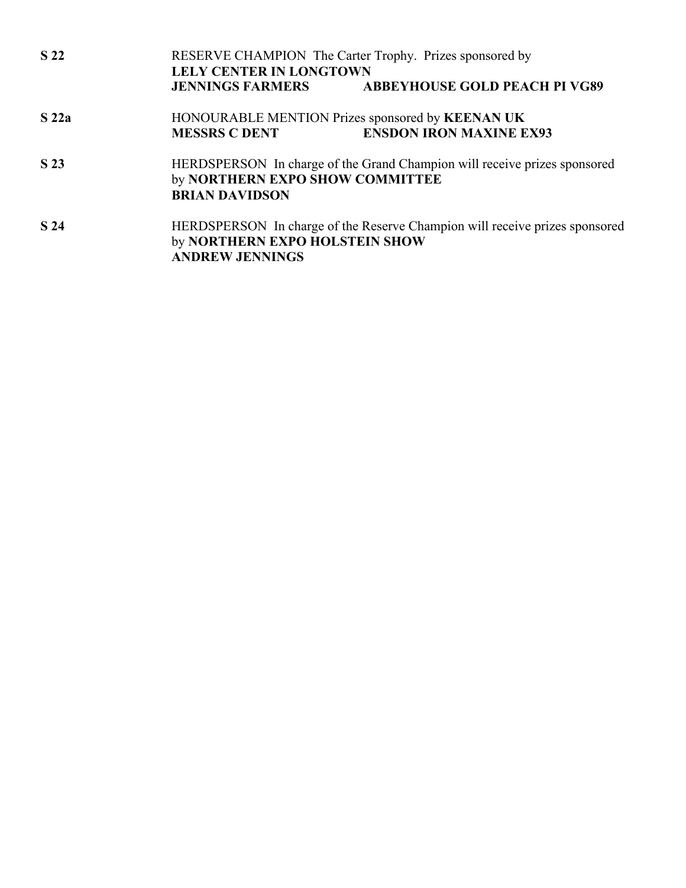**S 22** RESERVE CHAMPION The Carter Trophy. Prizes sponsored by **LELY CENTER IN LONGTOWN**
**JENNINGS FARMERS** **ABBEYHOUSE GOLD PEACH PI VG89**

**S 22a** HONOURABLE MENTION Prizes sponsored by **KEENAN UK**
**MESSRS C DENT** **ENSDON IRON MAXINE EX93**

**S 23** HERDSPERSON In charge of the Grand Champion will receive prizes sponsored by **NORTHERN EXPO SHOW COMMITTEE**
**BRIAN DAVIDSON**

**S 24** HERDSPERSON In charge of the Reserve Champion will receive prizes sponsored by **NORTHERN EXPO HOLSTEIN SHOW**
**ANDREW JENNINGS**